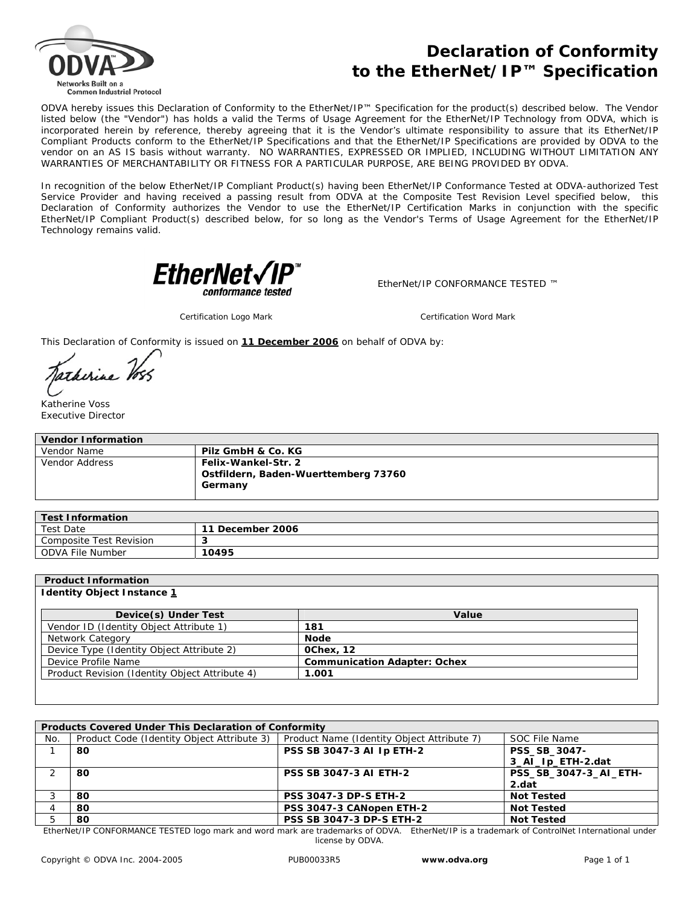# Declaration of Conformity to the EtherNet/IP™ Specification

ODVA hereby issues this Declaration of Conformity to the EtherNet/IP™ Specification for the product(s) described below. The Vendor listed below (the "Vendor") has holds a valid the Terms of Usage Agreement for the EtherNet/IP Technology from ODVA, which is incorporated herein by reference, thereby agreeing that it is the Vendor's ultimate responsibility to assure that its EtherNet/IP Compliant Products conform to the EtherNet/IP Specifications and that the EtherNet/IP Specifications are provided by ODVA to the vendor on an AS IS basis without warranty. NO WARRANTIES, EXPRESSED OR IMPLIED, INCLUDING WITHOUT LIMITATION ANY WARRANTIES OF MERCHANTABILITY OR FITNESS FOR A PARTICULAR PURPOSE, ARE BEING PROVIDED BY ODVA.

In recognition of the below EtherNet/IP Compliant Product(s) having been EtherNet/IP Conformance Tested at ODVA-authorized Test Service Provider and having received a passing result from ODVA at the Composite Test Revision Level specified below, this Declaration of Conformity authorizes the Vendor to use the EtherNet/IP Certification Marks in conjunction with the specific EtherNet/IP Compliant Product(s) described below, for so long as the Vendor's Terms of Usage Agreement for the EtherNet/IP Technology remains valid.

EtherNet/IP™ conformance tested — Certification Logo Mark

EtherNet/IP CONFORMANCE TESTED ™ — Certification Word Mark

This Declaration of Conformity is issued on **11 December 2006** on behalf of ODVA by:

Katherine Voss
Executive Director

| Vendor Information | |
|---|---|
| Vendor Name | **Pilz GmbH & Co. KG** |
| Vendor Address | **Felix-Wankel-Str. 2**<br>**Ostfildern, Baden-Wuerttemberg 73760**<br>**Germany** |

| Test Information | |
|---|---|
| Test Date | **11 December 2006** |
| Composite Test Revision | **3** |
| ODVA File Number | **10495** |

**Product Information**

**Identity Object Instance 1**

| Device(s) Under Test | Value |
|---|---|
| Vendor ID (Identity Object Attribute 1) | **181** |
| Network Category | **Node** |
| Device Type (Identity Object Attribute 2) | **0Chex, 12** |
| Device Profile Name | **Communication Adapter: Ochex** |
| Product Revision (Identity Object Attribute 4) | **1.001** |

**Products Covered Under This Declaration of Conformity**

| No. | Product Code (Identity Object Attribute 3) | Product Name (Identity Object Attribute 7) | SOC File Name |
|---|---|---|---|
| 1 | **80** | **PSS SB 3047-3 AI Ip ETH-2** | **PSS_SB_3047-3_AI_Ip_ETH-2.dat** |
| 2 | **80** | **PSS SB 3047-3 AI ETH-2** | **PSS_SB_3047-3_AI_ETH-2.dat** |
| 3 | **80** | **PSS 3047-3 DP-S ETH-2** | **Not Tested** |
| 4 | **80** | **PSS 3047-3 CANopen ETH-2** | **Not Tested** |
| 5 | **80** | **PSS SB 3047-3 DP-S ETH-2** | **Not Tested** |

EtherNet/IP CONFORMANCE TESTED logo mark and word mark are trademarks of ODVA. EtherNet/IP is a trademark of ControlNet International under license by ODVA.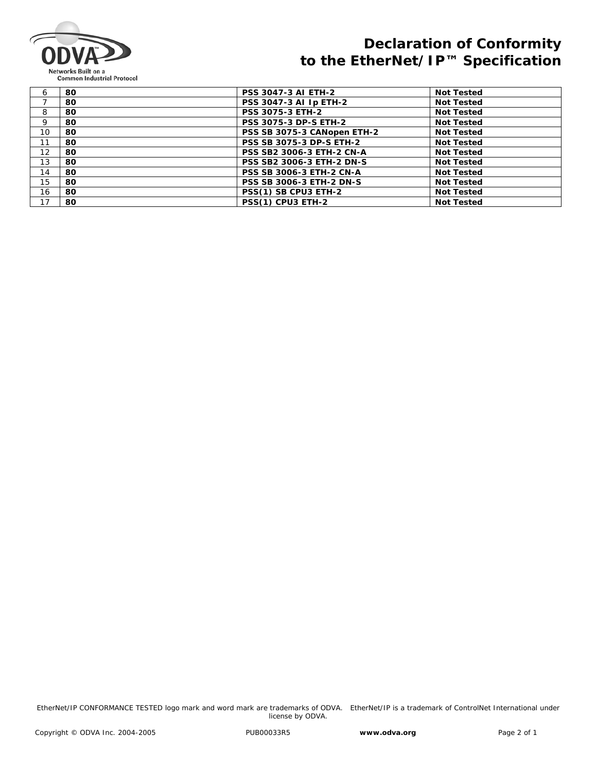# Declaration of Conformity to the EtherNet/IP™ Specification

| | | | |
|---|---|---|---|
| 6 | **80** | **PSS 3047-3 AI ETH-2** | **Not Tested** |
| 7 | **80** | **PSS 3047-3 AI Ip ETH-2** | **Not Tested** |
| 8 | **80** | **PSS 3075-3 ETH-2** | **Not Tested** |
| 9 | **80** | **PSS 3075-3 DP-S ETH-2** | **Not Tested** |
| 10 | **80** | **PSS SB 3075-3 CANopen ETH-2** | **Not Tested** |
| 11 | **80** | **PSS SB 3075-3 DP-S ETH-2** | **Not Tested** |
| 12 | **80** | **PSS SB2 3006-3 ETH-2 CN-A** | **Not Tested** |
| 13 | **80** | **PSS SB2 3006-3 ETH-2 DN-S** | **Not Tested** |
| 14 | **80** | **PSS SB 3006-3 ETH-2 CN-A** | **Not Tested** |
| 15 | **80** | **PSS SB 3006-3 ETH-2 DN-S** | **Not Tested** |
| 16 | **80** | **PSS(1) SB CPU3 ETH-2** | **Not Tested** |
| 17 | **80** | **PSS(1) CPU3 ETH-2** | **Not Tested** |

EtherNet/IP CONFORMANCE TESTED logo mark and word mark are trademarks of ODVA. EtherNet/IP is a trademark of ControlNet International under license by ODVA.

Copyright © ODVA Inc. 2004-2005 PUB00033R5 **www.odva.org**